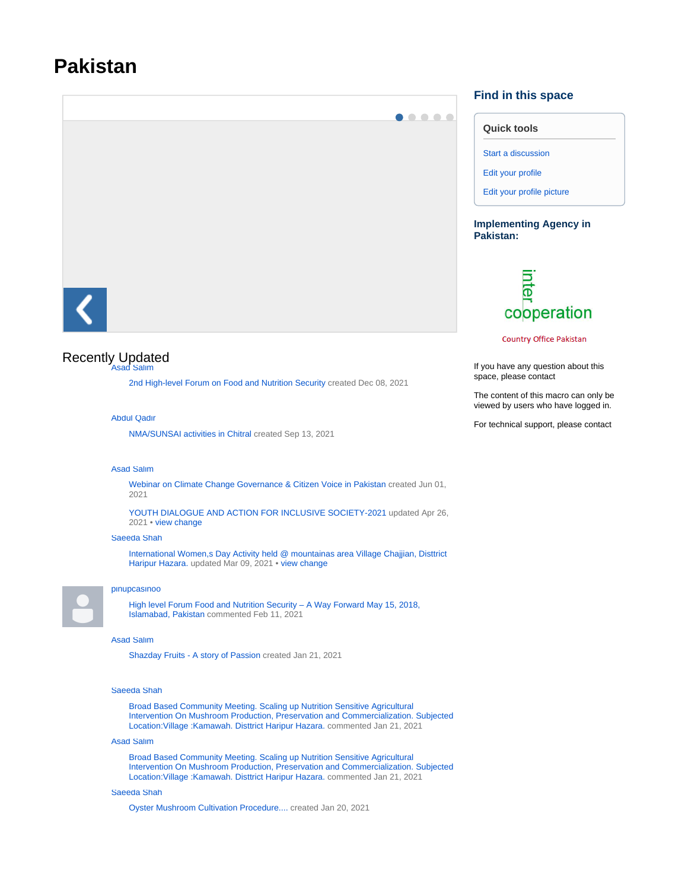# Pakistan

## Recently Updated

Asad Salim

2nd High-level Forum on Food and Nutrition Security created Dec 08, 2021

Abdul Qadir

NMA/SUNSAI activities in Chitral created Sep 13, 2021

Asad Salim

Webinar on Climate Change Governance & Citizen Voice in Pakistan created Jun 01, 2021

YOUTH DIALOGUE AND ACTION FOR INCLUSIVE SOCIETY-2021 updated Apr 26, 2021 • view change

Saeeda Shah

International Women,s Day Activity held @ mountainas area Village Chajjian, Disttrict Haripur Hazara. updated Mar 09, 2021 • view change

pinupcasinoo

High level Forum Food and Nutrition Security – A Way Forward May 15, 2018, Islamabad, Pakistan commented Feb 11, 2021

Asad Salim

Shazday Fruits - A story of Passion created Jan 21, 2021

Saeeda Shah

Broad Based Community Meeting. Scaling up Nutrition Sensitive Agricultural Intervention On Mushroom Production, Preservation and Commercialization. Subjected Location:Village :Kamawah. Disttrict Haripur Hazara. commented Jan 21, 2021

Asad Salim

Broad Based Community Meeting. Scaling up Nutrition Sensitive Agricultural Intervention On Mushroom Production, Preservation and Commercialization. Subjected Location:Village :Kamawah. Disttrict Haripur Hazara. commented Jan 21, 2021

Saeeda Shah

Oyster Mushroom Cultivation Procedure.... created Jan 20, 2021

## Find in this space

### Quick tools

- Start a discussion
- Edit your profile
- Edit your profile picture

### Implementing Agency in Pakistan:

inter cooperation

Country Office Pakistan

If you have any question about this space, please contact

The content of this macro can only be viewed by users who have logged in.

For technical support, please contact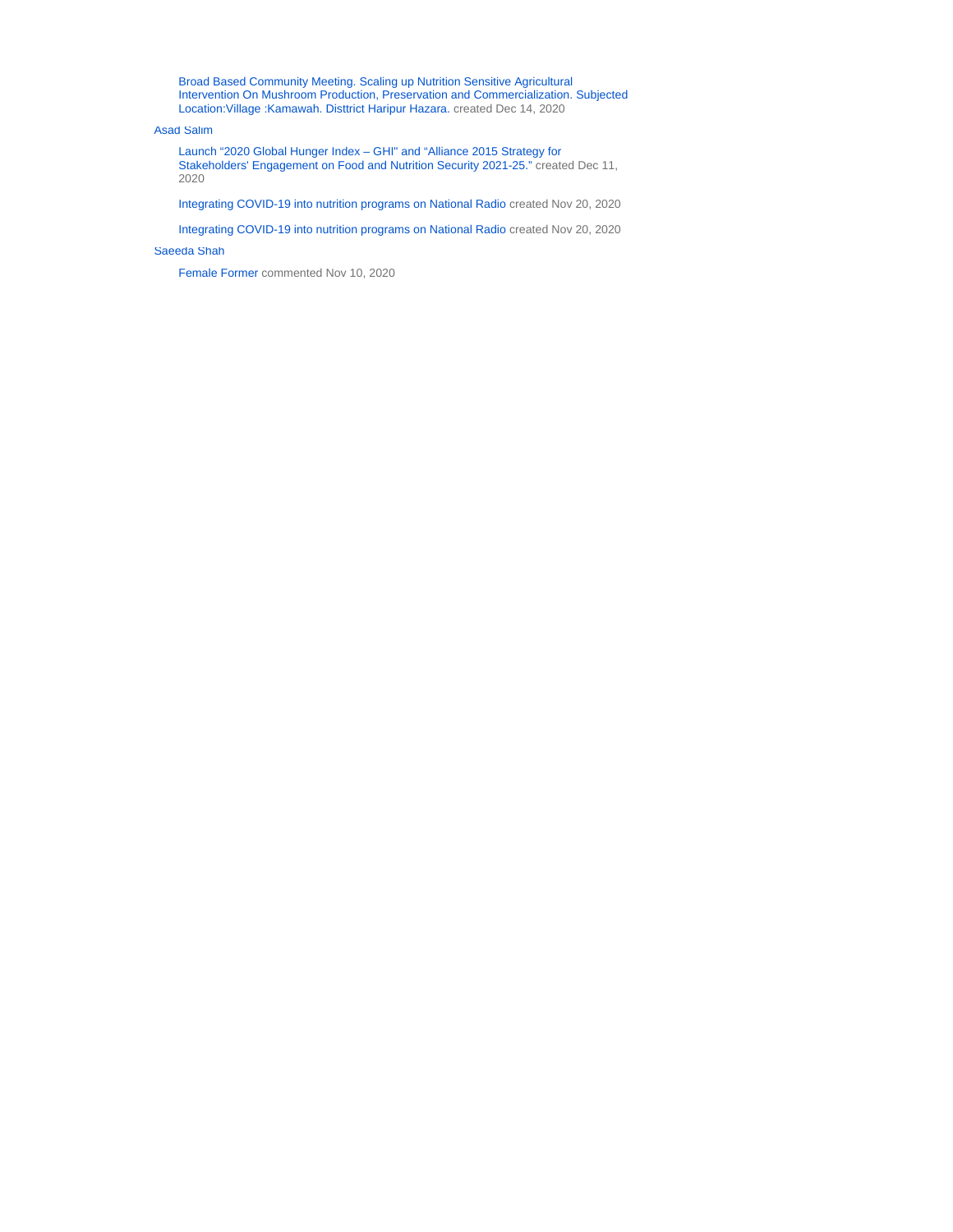Broad Based Community Meeting. Scaling up Nutrition Sensitive Agricultural Intervention On Mushroom Production, Preservation and Commercialization. Subjected Location:Village :Kamawah. Disttrict Haripur Hazara. created Dec 14, 2020

Asad Salim

Launch "2020 Global Hunger Index – GHI" and "Alliance 2015 Strategy for Stakeholders' Engagement on Food and Nutrition Security 2021-25." created Dec 11, 2020

Integrating COVID-19 into nutrition programs on National Radio created Nov 20, 2020

Integrating COVID-19 into nutrition programs on National Radio created Nov 20, 2020

Saeeda Shah

Female Former commented Nov 10, 2020